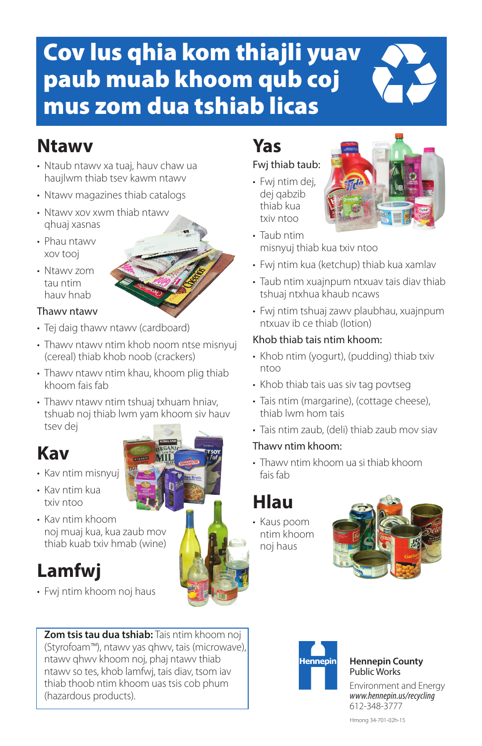# Cov lus qhia kom thiajli yuav paub muab khoom qub coj mus zom dua tshiab licas

## Ntawv

- Ntaub ntawv xa tuaj, hauv chaw ua haujlwm thiab tsev kawm ntawv
- Ntawv magazines thiab catalogs
- Ntawv xov xwm thiab ntawv qhuaj xasnas
- Phau ntawv xov tooj
- Ntawv zom tau ntim hauv hnab

### Thawv ntawv

- Tej daig thawv ntawv (cardboard)
- Thawv ntawv ntim khob noom ntse misnyuj (cereal) thiab khob noob (crackers)
- Thawv ntawv ntim khau, khoom plig thiab khoom fais fab
- Thawv ntawv ntim tshuaj txhuam hniav, tshuab noj thiab lwm yam khoom siv hauv tsev dej

## Kav

- Kav ntim misnyuj
- Kav ntim kua txiv ntoo
- Kav ntim khoom noj muaj kua, kua zaub mov thiab kuab txiv hmab (wine)

## Lamfwj

- Fwj ntim khoom noj haus

## Yas

### Fwj thiab taub:

- Fwj ntim dej, dej qabzib thiab kua txiv ntoo
- Taub ntim misnyuj thiab kua txiv ntoo
- Fwj ntim kua (ketchup) thiab kua xamlav
- Taub ntim xuajnpum ntxuav tais diav thiab tshuaj ntxhua khaub ncaws
- Fwj ntim tshuaj zawv plaubhau, xuajnpum ntxuav ib ce thiab (lotion)

### Khob thiab tais ntim khoom:

- Khob ntim (yogurt), (pudding) thiab txiv ntoo
- Khob thiab tais uas siv tag povtseg
- Tais ntim (margarine), (cottage cheese), thiab lwm hom tais
- Tais ntim zaub, (deli) thiab zaub mov siav

### Thawv ntim khoom:

- Thawv ntim khoom ua si thiab khoom fais fab

## Hlau

- Kaus poom ntim khoom noj haus

**Zom tsis tau dua tshiab:** Tais ntim khoom noj (Styrofoam™), ntawv yas qhwv, tais (microwave), ntawv qhwv khoom noj, phaj ntawv thiab ntawv so tes, khob lamfwj, tais diav, tsom iav thiab thoob ntim khoom uas tsis cob phum (hazardous products).

Hennepin County
Public Works

Environment and Energy
*www.hennepin.us/recycling*
612-348-3777

Hmong 34-701-02h-15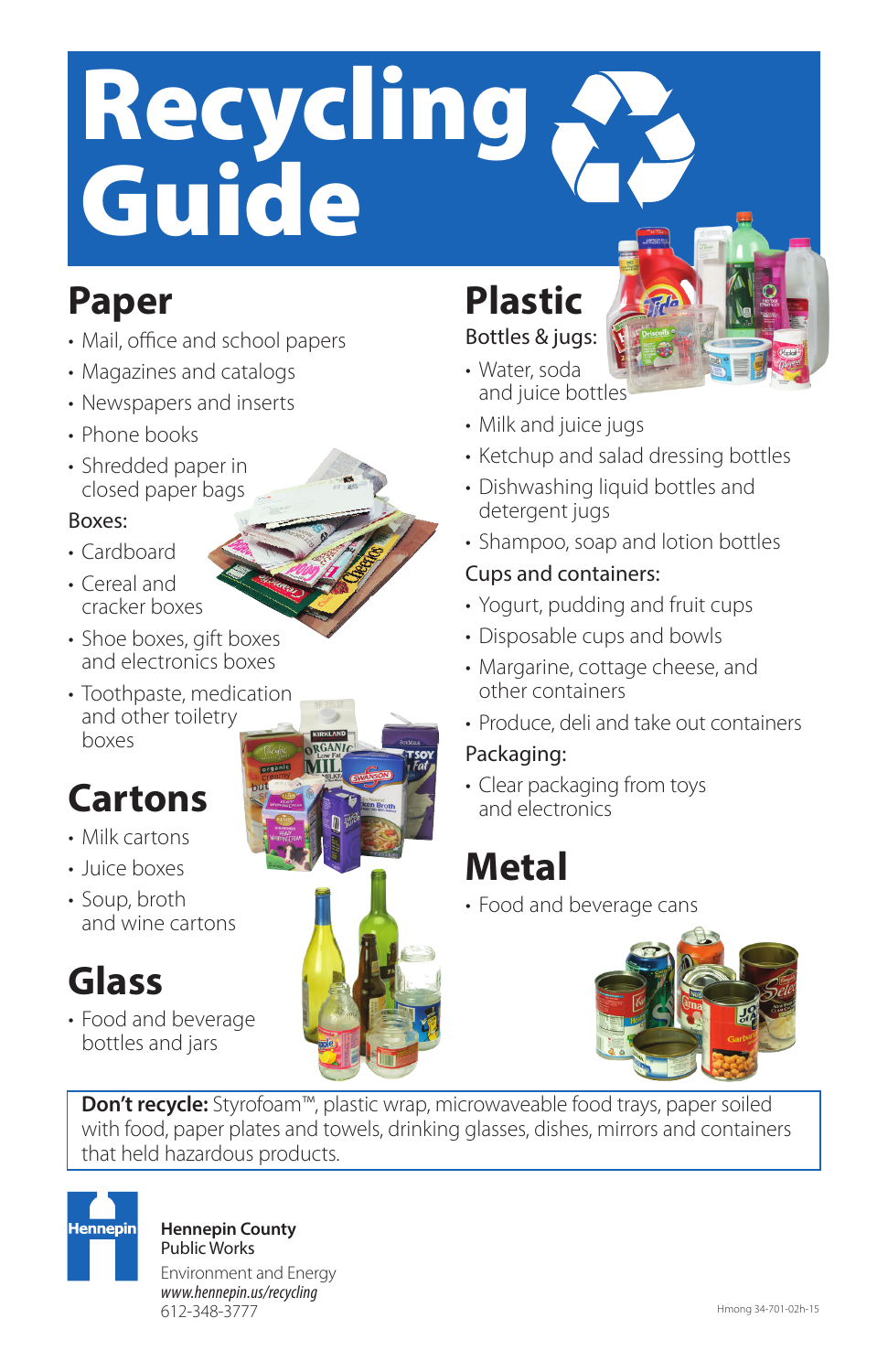# Recycling Guide

## Paper

- Mail, office and school papers
- Magazines and catalogs
- Newspapers and inserts
- Phone books
- Shredded paper in closed paper bags

Boxes:

- Cardboard
- Cereal and cracker boxes
- Shoe boxes, gift boxes and electronics boxes
- Toothpaste, medication and other toiletry boxes

## Cartons

- Milk cartons
- Juice boxes
- Soup, broth and wine cartons

## Glass

- Food and beverage bottles and jars

## Plastic

Bottles & jugs:

- Water, soda and juice bottles
- Milk and juice jugs
- Ketchup and salad dressing bottles
- Dishwashing liquid bottles and detergent jugs
- Shampoo, soap and lotion bottles

Cups and containers:

- Yogurt, pudding and fruit cups
- Disposable cups and bowls
- Margarine, cottage cheese, and other containers
- Produce, deli and take out containers

Packaging:

- Clear packaging from toys and electronics

## Metal

- Food and beverage cans

**Don't recycle:** Styrofoam™, plastic wrap, microwaveable food trays, paper soiled with food, paper plates and towels, drinking glasses, dishes, mirrors and containers that held hazardous products.

Hennepin

**Hennepin County**
Public Works

Environment and Energy
*www.hennepin.us/recycling*
612-348-3777

Hmong 34-701-02h-15